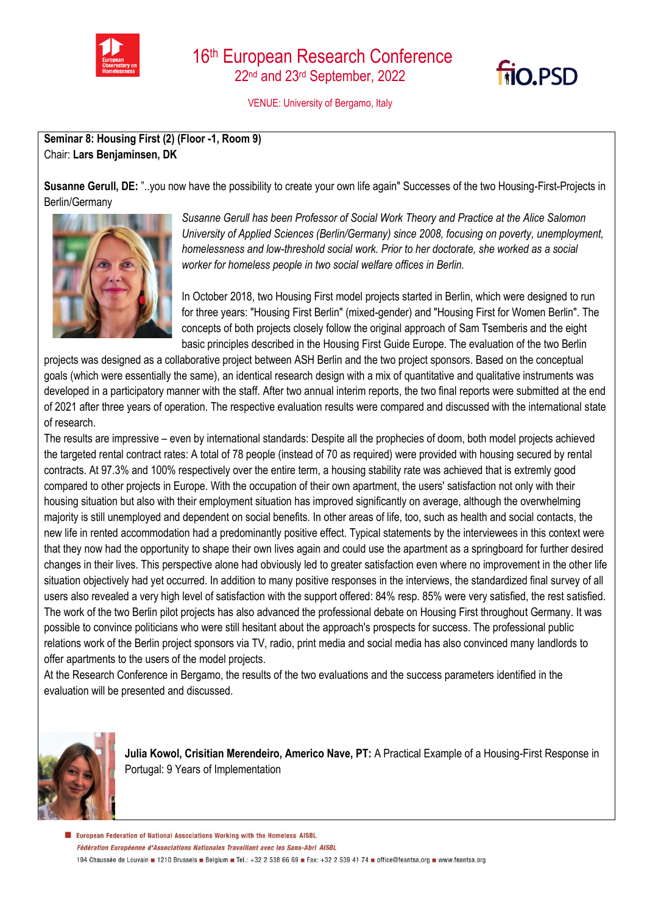# 16th European Research Conference

22nd and 23rd September, 2022

VENUE: University of Bergamo, Italy

**Seminar 8: Housing First (2) (Floor -1, Room 9)**
Chair: **Lars Benjaminsen, DK**

**Susanne Gerull, DE:** "..you now have the possibility to create your own life again" Successes of the two Housing-First-Projects in Berlin/Germany

*Susanne Gerull has been Professor of Social Work Theory and Practice at the Alice Salomon University of Applied Sciences (Berlin/Germany) since 2008, focusing on poverty, unemployment, homelessness and low-threshold social work. Prior to her doctorate, she worked as a social worker for homeless people in two social welfare offices in Berlin.*

In October 2018, two Housing First model projects started in Berlin, which were designed to run for three years: "Housing First Berlin" (mixed-gender) and "Housing First for Women Berlin". The concepts of both projects closely follow the original approach of Sam Tsemberis and the eight basic principles described in the Housing First Guide Europe. The evaluation of the two Berlin projects was designed as a collaborative project between ASH Berlin and the two project sponsors. Based on the conceptual goals (which were essentially the same), an identical research design with a mix of quantitative and qualitative instruments was developed in a participatory manner with the staff. After two annual interim reports, the two final reports were submitted at the end of 2021 after three years of operation. The respective evaluation results were compared and discussed with the international state of research.

The results are impressive – even by international standards: Despite all the prophecies of doom, both model projects achieved the targeted rental contract rates: A total of 78 people (instead of 70 as required) were provided with housing secured by rental contracts. At 97.3% and 100% respectively over the entire term, a housing stability rate was achieved that is extremly good compared to other projects in Europe. With the occupation of their own apartment, the users' satisfaction not only with their housing situation but also with their employment situation has improved significantly on average, although the overwhelming majority is still unemployed and dependent on social benefits. In other areas of life, too, such as health and social contacts, the new life in rented accommodation had a predominantly positive effect. Typical statements by the interviewees in this context were that they now had the opportunity to shape their own lives again and could use the apartment as a springboard for further desired changes in their lives. This perspective alone had obviously led to greater satisfaction even where no improvement in the other life situation objectively had yet occurred. In addition to many positive responses in the interviews, the standardized final survey of all users also revealed a very high level of satisfaction with the support offered: 84% resp. 85% were very satisfied, the rest satisfied. The work of the two Berlin pilot projects has also advanced the professional debate on Housing First throughout Germany. It was possible to convince politicians who were still hesitant about the approach's prospects for success. The professional public relations work of the Berlin project sponsors via TV, radio, print media and social media has also convinced many landlords to offer apartments to the users of the model projects.

At the Research Conference in Bergamo, the results of the two evaluations and the success parameters identified in the evaluation will be presented and discussed.

**Julia Kowol, Cristian Merendeiro, Americo Nave, PT:** A Practical Example of a Housing-First Response in Portugal: 9 Years of Implementation

European Federation of National Associations Working with the Homeless AISBL
*Fédération Européenne d'Associations Nationales Travaillant avec les Sans-Abri AISBL*
194 Chaussée de Louvain ■ 1210 Brussels ■ Belgium ■ Tel.: +32 2 538 66 69 ■ Fax: +32 2 539 41 74 ■ office@feantsa.org ■ www.feantsa.org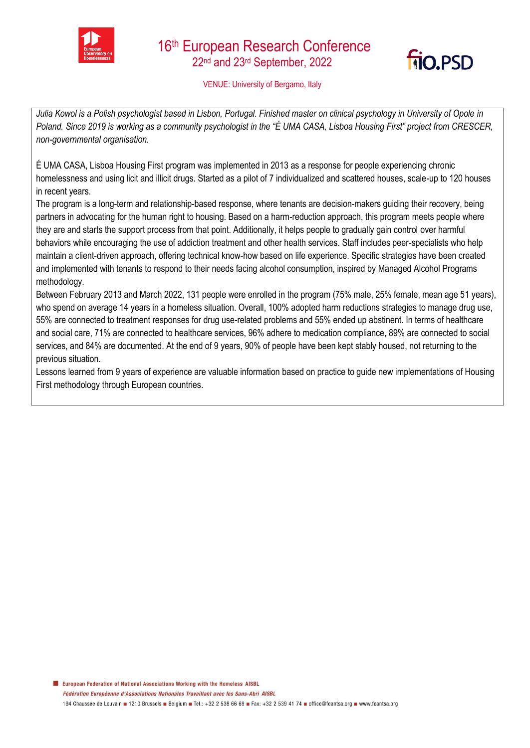*Julia Kowol is a Polish psychologist based in Lisbon, Portugal. Finished master on clinical psychology in University of Opole in Poland. Since 2019 is working as a community psychologist in the "É UMA CASA, Lisboa Housing First" project from CRESCER, non-governmental organisation.*

É UMA CASA, Lisboa Housing First program was implemented in 2013 as a response for people experiencing chronic homelessness and using licit and illicit drugs. Started as a pilot of 7 individualized and scattered houses, scale-up to 120 houses in recent years.

The program is a long-term and relationship-based response, where tenants are decision-makers guiding their recovery, being partners in advocating for the human right to housing. Based on a harm-reduction approach, this program meets people where they are and starts the support process from that point. Additionally, it helps people to gradually gain control over harmful behaviors while encouraging the use of addiction treatment and other health services. Staff includes peer-specialists who help maintain a client-driven approach, offering technical know-how based on life experience. Specific strategies have been created and implemented with tenants to respond to their needs facing alcohol consumption, inspired by Managed Alcohol Programs methodology.

Between February 2013 and March 2022, 131 people were enrolled in the program (75% male, 25% female, mean age 51 years), who spend on average 14 years in a homeless situation. Overall, 100% adopted harm reductions strategies to manage drug use, 55% are connected to treatment responses for drug use-related problems and 55% ended up abstinent. In terms of healthcare and social care, 71% are connected to healthcare services, 96% adhere to medication compliance, 89% are connected to social services, and 84% are documented. At the end of 9 years, 90% of people have been kept stably housed, not returning to the previous situation.

Lessons learned from 9 years of experience are valuable information based on practice to guide new implementations of Housing First methodology through European countries.